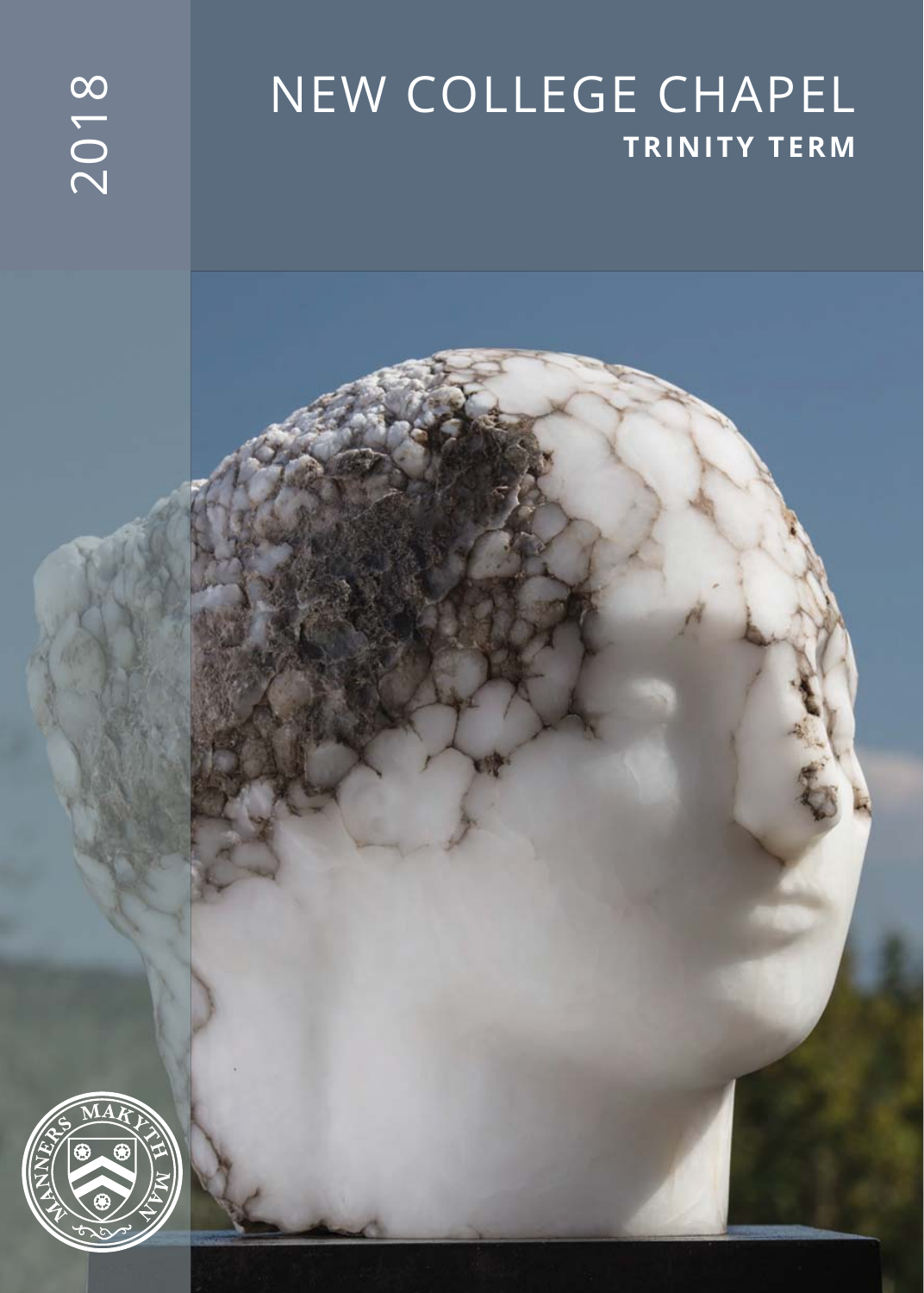2018

# NEW COLLEGE CHAPEL

## TRINITY TERM

MANNERS MAKYTH MAN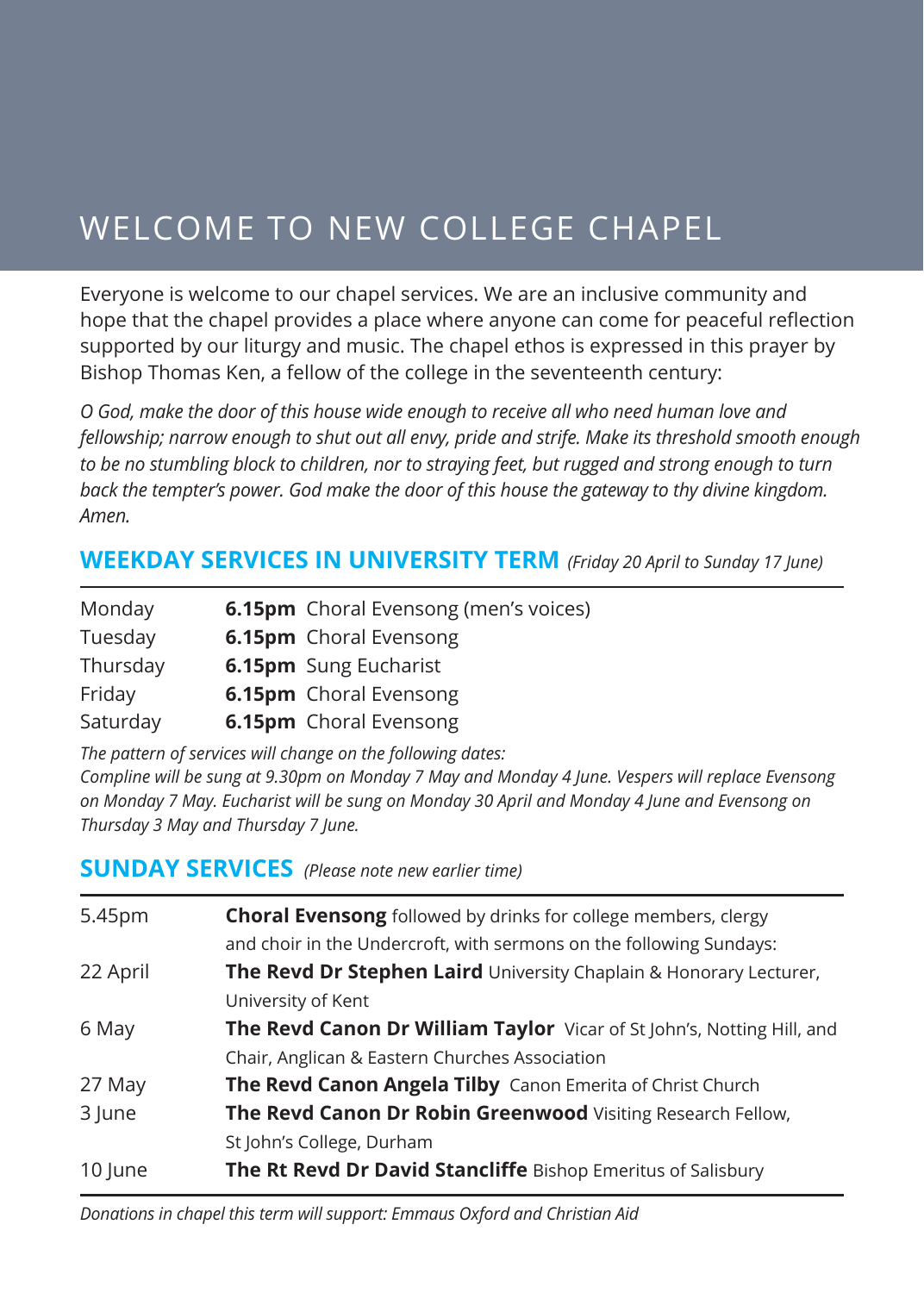# WELCOME TO NEW COLLEGE CHAPEL

Everyone is welcome to our chapel services. We are an inclusive community and hope that the chapel provides a place where anyone can come for peaceful reflection supported by our liturgy and music. The chapel ethos is expressed in this prayer by Bishop Thomas Ken, a fellow of the college in the seventeenth century:

*O God, make the door of this house wide enough to receive all who need human love and fellowship; narrow enough to shut out all envy, pride and strife. Make its threshold smooth enough to be no stumbling block to children, nor to straying feet, but rugged and strong enough to turn back the tempter's power. God make the door of this house the gateway to thy divine kingdom. Amen.*

## WEEKDAY SERVICES IN UNIVERSITY TERM *(Friday 20 April to Sunday 17 June)*

| | | |
|---|---|---|
| Monday | **6.15pm** | Choral Evensong (men's voices) |
| Tuesday | **6.15pm** | Choral Evensong |
| Thursday | **6.15pm** | Sung Eucharist |
| Friday | **6.15pm** | Choral Evensong |
| Saturday | **6.15pm** | Choral Evensong |

*The pattern of services will change on the following dates:*
*Compline will be sung at 9.30pm on Monday 7 May and Monday 4 June. Vespers will replace Evensong on Monday 7 May. Eucharist will be sung on Monday 30 April and Monday 4 June and Evensong on Thursday 3 May and Thursday 7 June.*

## SUNDAY SERVICES *(Please note new earlier time)*

| | |
|---|---|
| 5.45pm | **Choral Evensong** followed by drinks for college members, clergy and choir in the Undercroft, with sermons on the following Sundays: |
| 22 April | **The Revd Dr Stephen Laird** University Chaplain & Honorary Lecturer, University of Kent |
| 6 May | **The Revd Canon Dr William Taylor** Vicar of St John's, Notting Hill, and Chair, Anglican & Eastern Churches Association |
| 27 May | **The Revd Canon Angela Tilby** Canon Emerita of Christ Church |
| 3 June | **The Revd Canon Dr Robin Greenwood** Visiting Research Fellow, St John's College, Durham |
| 10 June | **The Rt Revd Dr David Stancliffe** Bishop Emeritus of Salisbury |

*Donations in chapel this term will support: Emmaus Oxford and Christian Aid*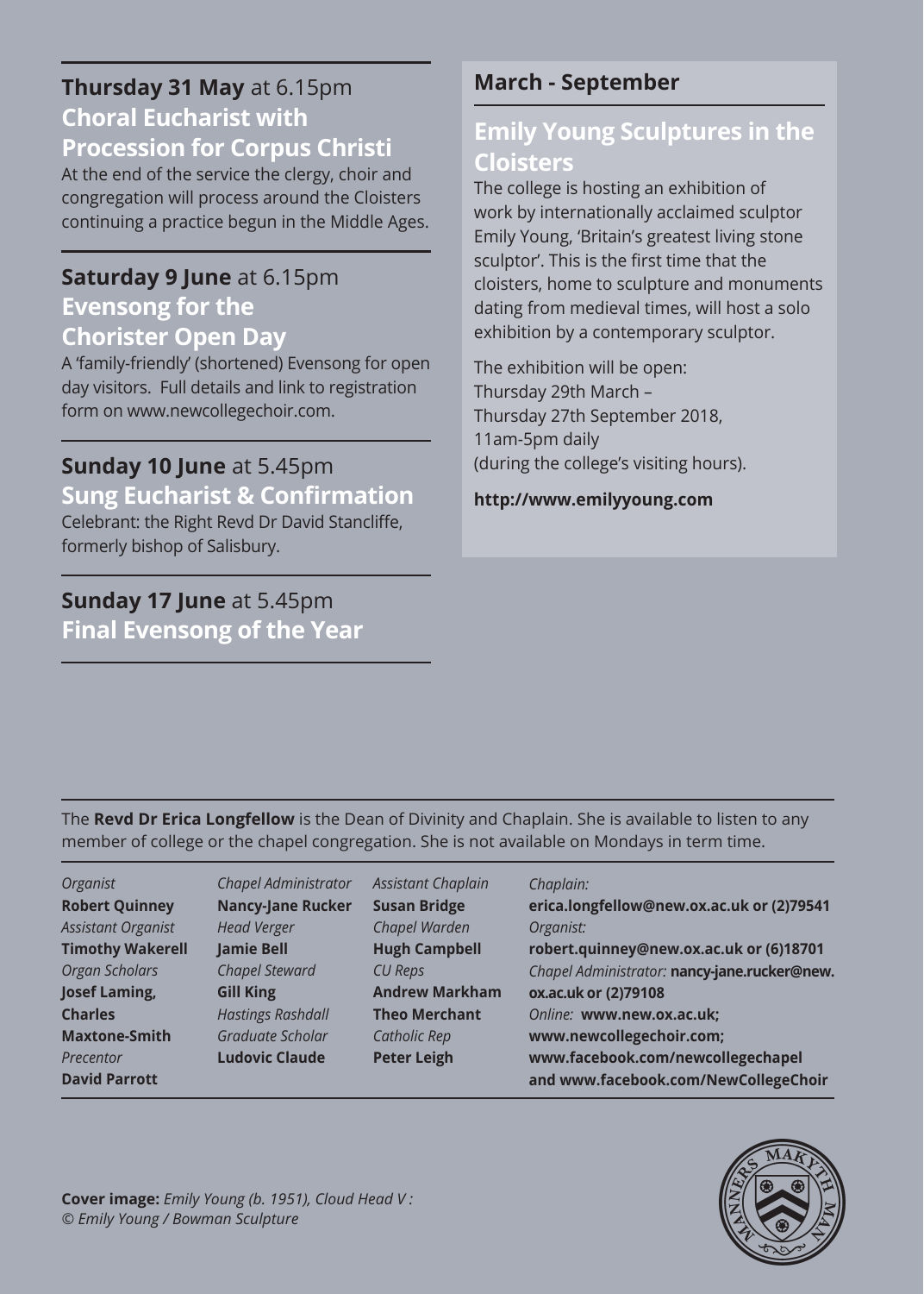**Thursday 31 May** at 6.15pm
### Choral Eucharist with Procession for Corpus Christi

At the end of the service the clergy, choir and congregation will process around the Cloisters continuing a practice begun in the Middle Ages.

**Saturday 9 June** at 6.15pm
### Evensong for the Chorister Open Day

A 'family-friendly' (shortened) Evensong for open day visitors. Full details and link to registration form on www.newcollegechoir.com.

**Sunday 10 June** at 5.45pm
### Sung Eucharist & Confirmation

Celebrant: the Right Revd Dr David Stancliffe, formerly bishop of Salisbury.

**Sunday 17 June** at 5.45pm
### Final Evensong of the Year

**March - September**

### Emily Young Sculptures in the Cloisters

The college is hosting an exhibition of work by internationally acclaimed sculptor Emily Young, 'Britain's greatest living stone sculptor'. This is the first time that the cloisters, home to sculpture and monuments dating from medieval times, will host a solo exhibition by a contemporary sculptor.

The exhibition will be open:
Thursday 29th March –
Thursday 27th September 2018,
11am-5pm daily
(during the college's visiting hours).

**http://www.emilyyoung.com**

The **Revd Dr Erica Longfellow** is the Dean of Divinity and Chaplain. She is available to listen to any member of college or the chapel congregation. She is not available on Mondays in term time.

*Organist*
**Robert Quinney**
*Assistant Organist*
**Timothy Wakerell**
*Organ Scholars*
**Josef Laming, Charles Maxtone-Smith**
*Precentor*
**David Parrott**

*Chapel Administrator*
**Nancy-Jane Rucker**
*Head Verger*
**Jamie Bell**
*Chapel Steward*
**Gill King**
*Hastings Rashdall Graduate Scholar*
**Ludovic Claude**

*Assistant Chaplain*
**Susan Bridge**
*Chapel Warden*
**Hugh Campbell**
*CU Reps*
**Andrew Markham**
**Theo Merchant**
*Catholic Rep*
**Peter Leigh**

*Chaplain:*
**erica.longfellow@new.ox.ac.uk or (2)79541**
*Organist:*
**robert.quinney@new.ox.ac.uk or (6)18701**
*Chapel Administrator:* **nancy-jane.rucker@new.ox.ac.uk or (2)79108**
*Online:* **www.new.ox.ac.uk; www.newcollegechoir.com; www.facebook.com/newcollegechapel and www.facebook.com/NewCollegeChoir**

**Cover image:** *Emily Young (b. 1951), Cloud Head V : © Emily Young / Bowman Sculpture*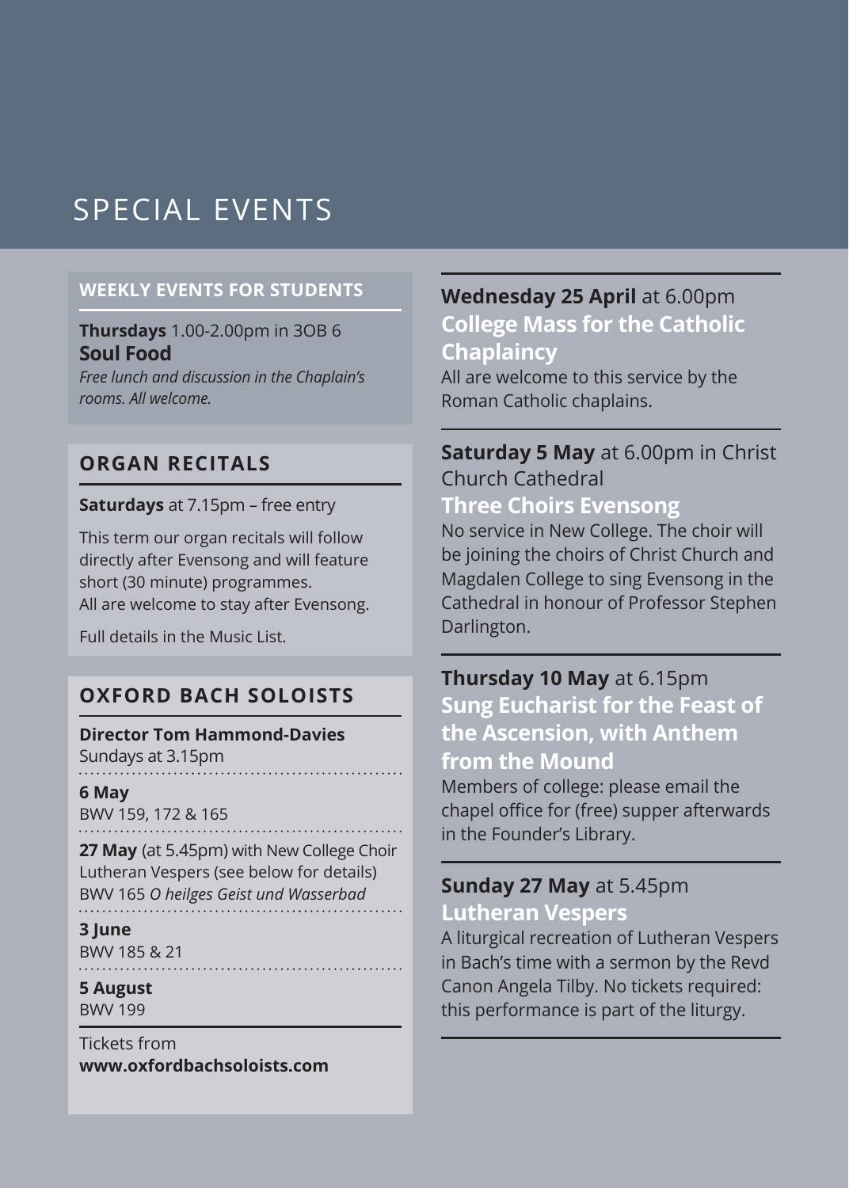# SPECIAL EVENTS

## WEEKLY EVENTS FOR STUDENTS

**Thursdays** 1.00-2.00pm in 3OB 6
**Soul Food**
*Free lunch and discussion in the Chaplain's rooms. All welcome.*

## ORGAN RECITALS

**Saturdays** at 7.15pm – free entry

This term our organ recitals will follow directly after Evensong and will feature short (30 minute) programmes.
All are welcome to stay after Evensong.

Full details in the Music List.

## OXFORD BACH SOLOISTS

**Director Tom Hammond-Davies**
Sundays at 3.15pm

**6 May**
BWV 159, 172 & 165

**27 May** (at 5.45pm) with New College Choir
Lutheran Vespers (see below for details)
BWV 165 *O heilges Geist und Wasserbad*

**3 June**
BWV 185 & 21

**5 August**
BWV 199

Tickets from
**www.oxfordbachsoloists.com**

---

**Wednesday 25 April** at 6.00pm
### College Mass for the Catholic Chaplaincy
All are welcome to this service by the Roman Catholic chaplains.

**Saturday 5 May** at 6.00pm in Christ Church Cathedral
### Three Choirs Evensong
No service in New College. The choir will be joining the choirs of Christ Church and Magdalen College to sing Evensong in the Cathedral in honour of Professor Stephen Darlington.

**Thursday 10 May** at 6.15pm
### Sung Eucharist for the Feast of the Ascension, with Anthem from the Mound
Members of college: please email the chapel office for (free) supper afterwards in the Founder's Library.

**Sunday 27 May** at 5.45pm
### Lutheran Vespers
A liturgical recreation of Lutheran Vespers in Bach's time with a sermon by the Revd Canon Angela Tilby. No tickets required: this performance is part of the liturgy.